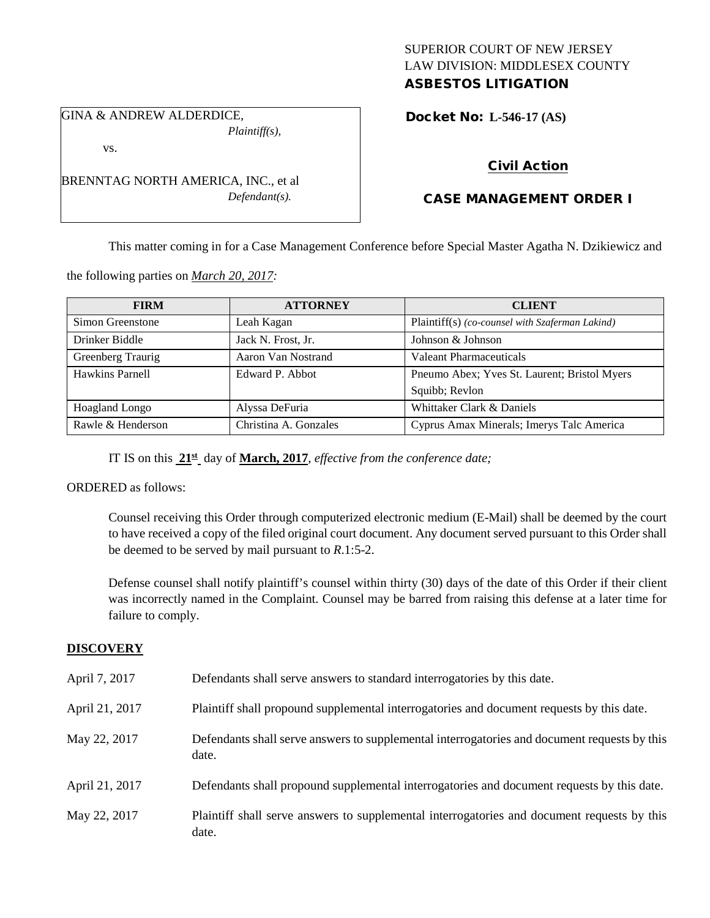SUPERIOR COURT OF NEW JERSEY
LAW DIVISION: MIDDLESEX COUNTY
**ASBESTOS LITIGATION**

GINA & ANDREW ALDERDICE,
*Plaintiff(s),*

vs.

BRENNTAG NORTH AMERICA, INC., et al
*Defendant(s).*

**Docket No: L-546-17 (AS)**

**Civil Action**

**CASE MANAGEMENT ORDER I**

This matter coming in for a Case Management Conference before Special Master Agatha N. Dzikiewicz and the following parties on *March 20, 2017:*

| FIRM | ATTORNEY | CLIENT |
|---|---|---|
| Simon Greenstone | Leah Kagan | Plaintiff(s) *(co-counsel with Szaferman Lakind)* |
| Drinker Biddle | Jack N. Frost, Jr. | Johnson & Johnson |
| Greenberg Traurig | Aaron Van Nostrand | Valeant Pharmaceuticals |
| Hawkins Parnell | Edward P. Abbot | Pneumo Abex; Yves St. Laurent; Bristol Myers Squibb; Revlon |
| Hoagland Longo | Alyssa DeFuria | Whittaker Clark & Daniels |
| Rawle & Henderson | Christina A. Gonzales | Cyprus Amax Minerals; Imerys Talc America |

IT IS on this **21st** day of **March, 2017**, *effective from the conference date;*

ORDERED as follows:

Counsel receiving this Order through computerized electronic medium (E-Mail) shall be deemed by the court to have received a copy of the filed original court document. Any document served pursuant to this Order shall be deemed to be served by mail pursuant to *R*.1:5-2.

Defense counsel shall notify plaintiff's counsel within thirty (30) days of the date of this Order if their client was incorrectly named in the Complaint. Counsel may be barred from raising this defense at a later time for failure to comply.

## DISCOVERY

| | |
|---|---|
| April 7, 2017 | Defendants shall serve answers to standard interrogatories by this date. |
| April 21, 2017 | Plaintiff shall propound supplemental interrogatories and document requests by this date. |
| May 22, 2017 | Defendants shall serve answers to supplemental interrogatories and document requests by this date. |
| April 21, 2017 | Defendants shall propound supplemental interrogatories and document requests by this date. |
| May 22, 2017 | Plaintiff shall serve answers to supplemental interrogatories and document requests by this date. |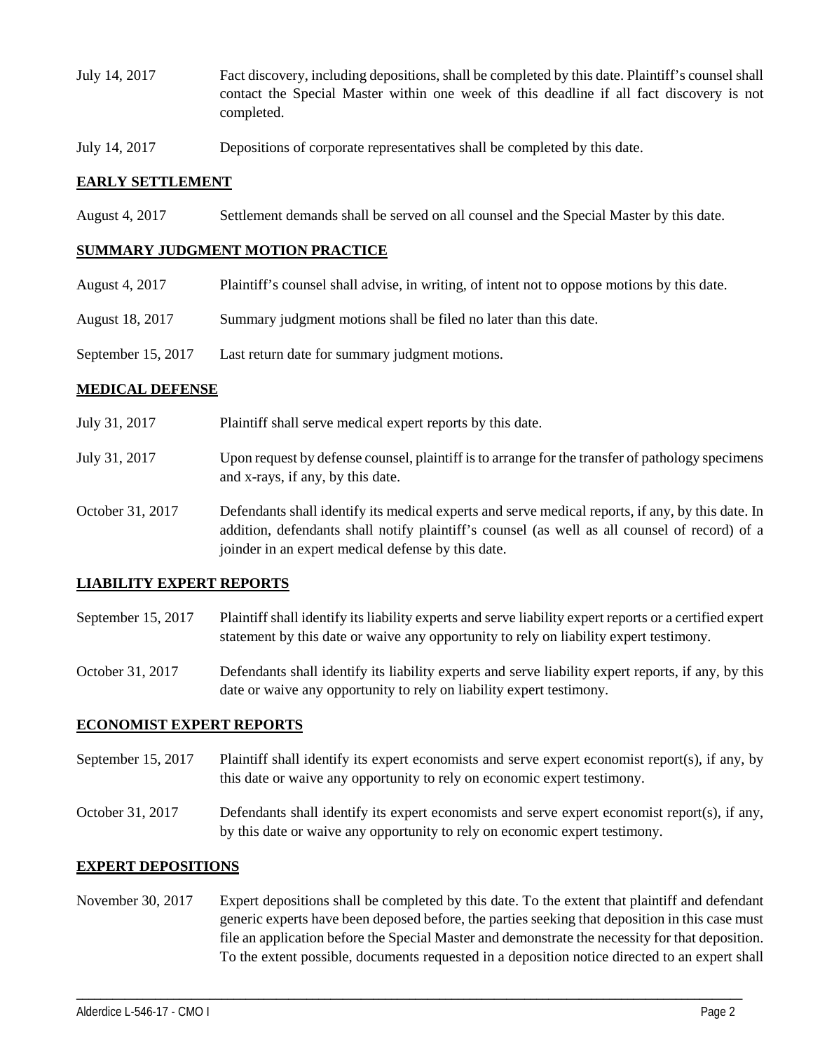| | |
|---|---|
| July 14, 2017 | Fact discovery, including depositions, shall be completed by this date. Plaintiff's counsel shall contact the Special Master within one week of this deadline if all fact discovery is not completed. |
| July 14, 2017 | Depositions of corporate representatives shall be completed by this date. |

## EARLY SETTLEMENT

| | |
|---|---|
| August 4, 2017 | Settlement demands shall be served on all counsel and the Special Master by this date. |

## SUMMARY JUDGMENT MOTION PRACTICE

| | |
|---|---|
| August 4, 2017 | Plaintiff's counsel shall advise, in writing, of intent not to oppose motions by this date. |
| August 18, 2017 | Summary judgment motions shall be filed no later than this date. |
| September 15, 2017 | Last return date for summary judgment motions. |

## MEDICAL DEFENSE

| | |
|---|---|
| July 31, 2017 | Plaintiff shall serve medical expert reports by this date. |
| July 31, 2017 | Upon request by defense counsel, plaintiff is to arrange for the transfer of pathology specimens and x-rays, if any, by this date. |
| October 31, 2017 | Defendants shall identify its medical experts and serve medical reports, if any, by this date. In addition, defendants shall notify plaintiff's counsel (as well as all counsel of record) of a joinder in an expert medical defense by this date. |

## LIABILITY EXPERT REPORTS

| | |
|---|---|
| September 15, 2017 | Plaintiff shall identify its liability experts and serve liability expert reports or a certified expert statement by this date or waive any opportunity to rely on liability expert testimony. |
| October 31, 2017 | Defendants shall identify its liability experts and serve liability expert reports, if any, by this date or waive any opportunity to rely on liability expert testimony. |

## ECONOMIST EXPERT REPORTS

| | |
|---|---|
| September 15, 2017 | Plaintiff shall identify its expert economists and serve expert economist report(s), if any, by this date or waive any opportunity to rely on economic expert testimony. |
| October 31, 2017 | Defendants shall identify its expert economists and serve expert economist report(s), if any, by this date or waive any opportunity to rely on economic expert testimony. |

## EXPERT DEPOSITIONS

| | |
|---|---|
| November 30, 2017 | Expert depositions shall be completed by this date. To the extent that plaintiff and defendant generic experts have been deposed before, the parties seeking that deposition in this case must file an application before the Special Master and demonstrate the necessity for that deposition. To the extent possible, documents requested in a deposition notice directed to an expert shall |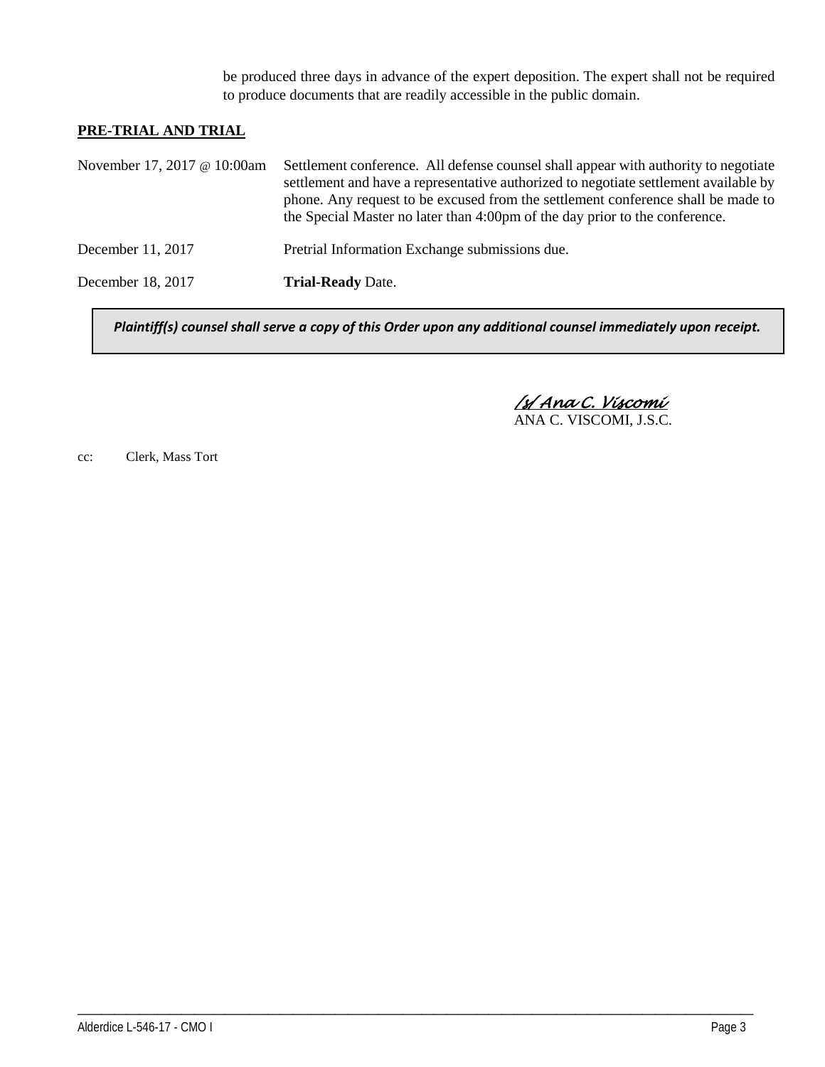be produced three days in advance of the expert deposition. The expert shall not be required to produce documents that are readily accessible in the public domain.

**PRE-TRIAL AND TRIAL**

| | |
|---|---|
| November 17, 2017 @ 10:00am | Settlement conference. All defense counsel shall appear with authority to negotiate settlement and have a representative authorized to negotiate settlement available by phone. Any request to be excused from the settlement conference shall be made to the Special Master no later than 4:00pm of the day prior to the conference. |
| December 11, 2017 | Pretrial Information Exchange submissions due. |
| December 18, 2017 | **Trial-Ready** Date. |

***Plaintiff(s) counsel shall serve a copy of this Order upon any additional counsel immediately upon receipt.***

*/s/ Ana C. Viscomi*
ANA C. VISCOMI, J.S.C.

cc: Clerk, Mass Tort